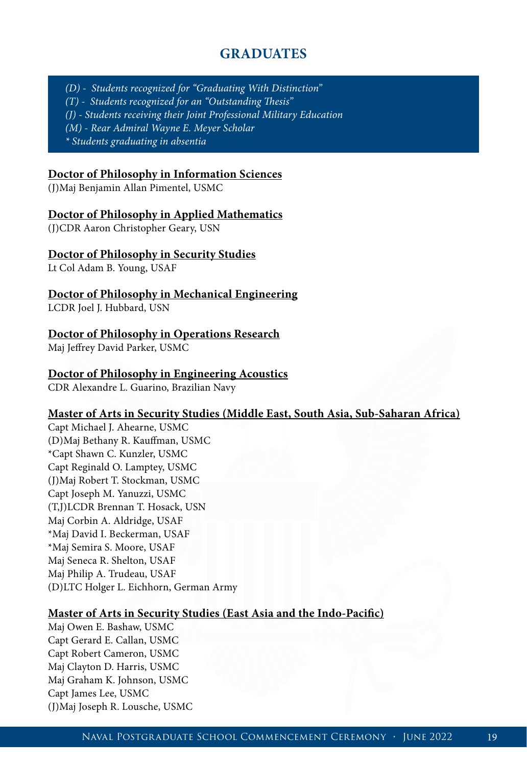# GRADUATES

*(D) - Students recognized for "Graduating With Distinction"*
*(T) - Students recognized for an "Outstanding Thesis"*
*(J) - Students receiving their Joint Professional Military Education*
*(M) - Rear Admiral Wayne E. Meyer Scholar*
*\* Students graduating in absentia*

**Doctor of Philosophy in Information Sciences**

(J)Maj Benjamin Allan Pimentel, USMC

**Doctor of Philosophy in Applied Mathematics**

(J)CDR Aaron Christopher Geary, USN

**Doctor of Philosophy in Security Studies**

Lt Col Adam B. Young, USAF

**Doctor of Philosophy in Mechanical Engineering**

LCDR Joel J. Hubbard, USN

**Doctor of Philosophy in Operations Research**

Maj Jeffrey David Parker, USMC

**Doctor of Philosophy in Engineering Acoustics**

CDR Alexandre L. Guarino, Brazilian Navy

**Master of Arts in Security Studies (Middle East, South Asia, Sub-Saharan Africa)**

Capt Michael J. Ahearne, USMC
(D)Maj Bethany R. Kauffman, USMC
*Capt Shawn C. Kunzler, USMC
Capt Reginald O. Lamptey, USMC
(J)Maj Robert T. Stockman, USMC
Capt Joseph M. Yanuzzi, USMC
(T,J)LCDR Brennan T. Hosack, USN
Maj Corbin A. Aldridge, USAF
*Maj David I. Beckerman, USAF
*Maj Semira S. Moore, USAF
Maj Seneca R. Shelton, USAF
Maj Philip A. Trudeau, USAF
(D)LTC Holger L. Eichhorn, German Army

**Master of Arts in Security Studies (East Asia and the Indo-Pacific)**

Maj Owen E. Bashaw, USMC
Capt Gerard E. Callan, USMC
Capt Robert Cameron, USMC
Maj Clayton D. Harris, USMC
Maj Graham K. Johnson, USMC
Capt James Lee, USMC
(J)Maj Joseph R. Lousche, USMC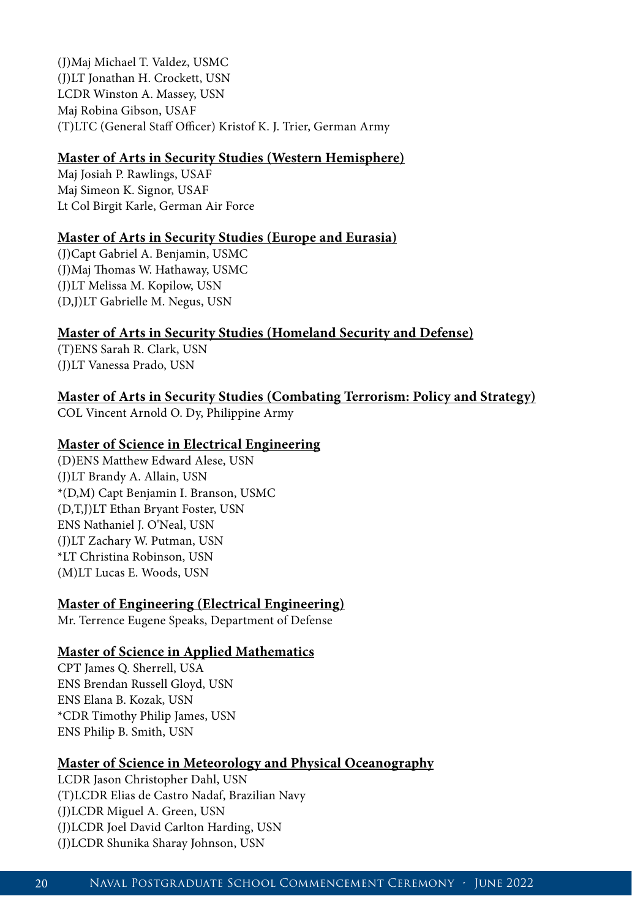(J)Maj Michael T. Valdez, USMC
(J)LT Jonathan H. Crockett, USN
LCDR Winston A. Massey, USN
Maj Robina Gibson, USAF
(T)LTC (General Staff Officer) Kristof K. J. Trier, German Army

## Master of Arts in Security Studies (Western Hemisphere)

Maj Josiah P. Rawlings, USAF
Maj Simeon K. Signor, USAF
Lt Col Birgit Karle, German Air Force

## Master of Arts in Security Studies (Europe and Eurasia)

(J)Capt Gabriel A. Benjamin, USMC
(J)Maj Thomas W. Hathaway, USMC
(J)LT Melissa M. Kopilow, USN
(D,J)LT Gabrielle M. Negus, USN

## Master of Arts in Security Studies (Homeland Security and Defense)

(T)ENS Sarah R. Clark, USN
(J)LT Vanessa Prado, USN

## Master of Arts in Security Studies (Combating Terrorism: Policy and Strategy)

COL Vincent Arnold O. Dy, Philippine Army

## Master of Science in Electrical Engineering

(D)ENS Matthew Edward Alese, USN
(J)LT Brandy A. Allain, USN
*(D,M) Capt Benjamin I. Branson, USMC
(D,T,J)LT Ethan Bryant Foster, USN
ENS Nathaniel J. O'Neal, USN
(J)LT Zachary W. Putman, USN
*LT Christina Robinson, USN
(M)LT Lucas E. Woods, USN

## Master of Engineering (Electrical Engineering)

Mr. Terrence Eugene Speaks, Department of Defense

## Master of Science in Applied Mathematics

CPT James Q. Sherrell, USA
ENS Brendan Russell Gloyd, USN
ENS Elana B. Kozak, USN
*CDR Timothy Philip James, USN
ENS Philip B. Smith, USN

## Master of Science in Meteorology and Physical Oceanography

LCDR Jason Christopher Dahl, USN
(T)LCDR Elias de Castro Nadaf, Brazilian Navy
(J)LCDR Miguel A. Green, USN
(J)LCDR Joel David Carlton Harding, USN
(J)LCDR Shunika Sharay Johnson, USN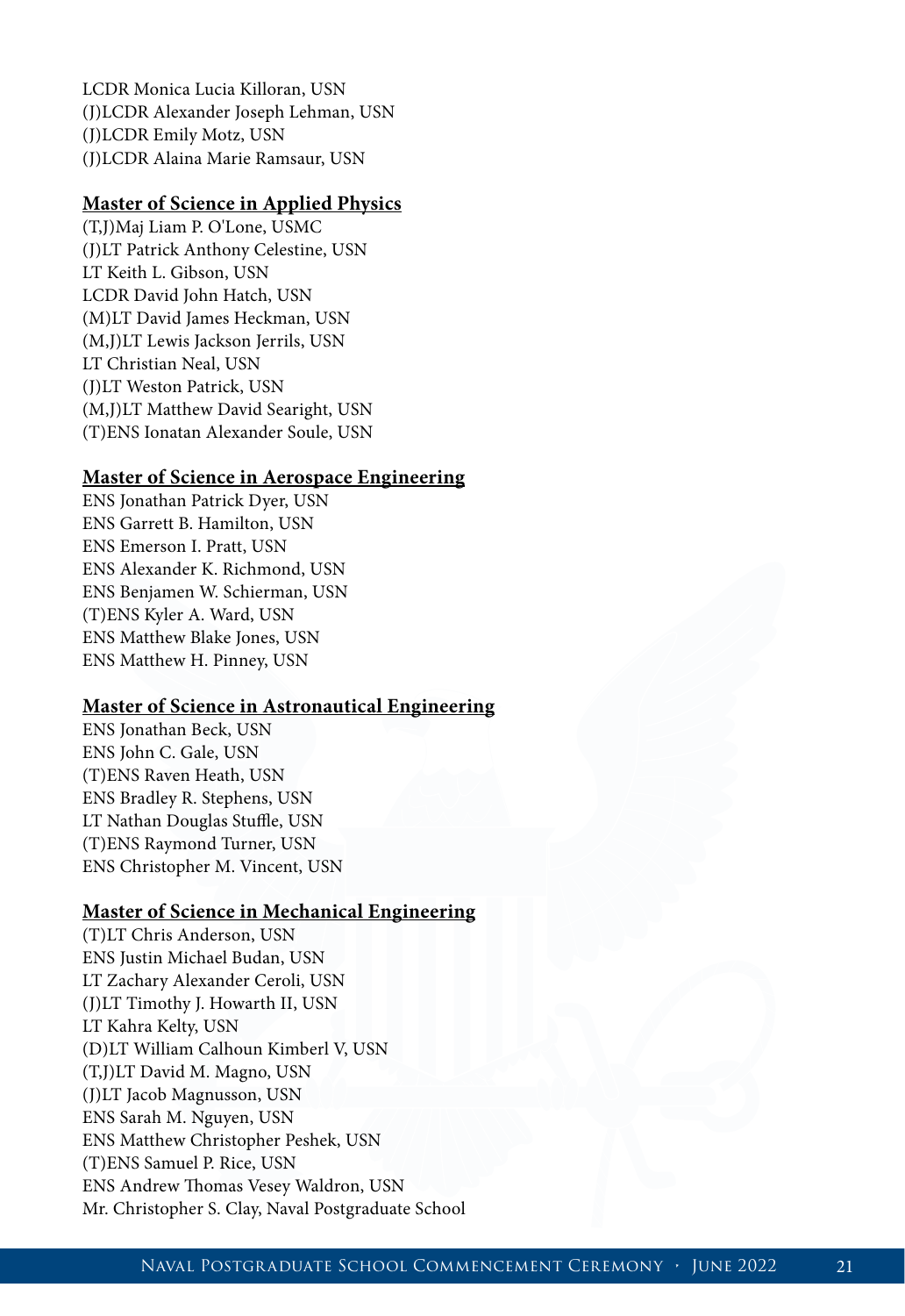LCDR Monica Lucia Killoran, USN
(J)LCDR Alexander Joseph Lehman, USN
(J)LCDR Emily Motz, USN
(J)LCDR Alaina Marie Ramsaur, USN

**Master of Science in Applied Physics**

(T,J)Maj Liam P. O'Lone, USMC
(J)LT Patrick Anthony Celestine, USN
LT Keith L. Gibson, USN
LCDR David John Hatch, USN
(M)LT David James Heckman, USN
(M,J)LT Lewis Jackson Jerrils, USN
LT Christian Neal, USN
(J)LT Weston Patrick, USN
(M,J)LT Matthew David Searight, USN
(T)ENS Ionatan Alexander Soule, USN

**Master of Science in Aerospace Engineering**

ENS Jonathan Patrick Dyer, USN
ENS Garrett B. Hamilton, USN
ENS Emerson I. Pratt, USN
ENS Alexander K. Richmond, USN
ENS Benjamen W. Schierman, USN
(T)ENS Kyler A. Ward, USN
ENS Matthew Blake Jones, USN
ENS Matthew H. Pinney, USN

**Master of Science in Astronautical Engineering**

ENS Jonathan Beck, USN
ENS John C. Gale, USN
(T)ENS Raven Heath, USN
ENS Bradley R. Stephens, USN
LT Nathan Douglas Stuffle, USN
(T)ENS Raymond Turner, USN
ENS Christopher M. Vincent, USN

**Master of Science in Mechanical Engineering**

(T)LT Chris Anderson, USN
ENS Justin Michael Budan, USN
LT Zachary Alexander Ceroli, USN
(J)LT Timothy J. Howarth II, USN
LT Kahra Kelty, USN
(D)LT William Calhoun Kimberl V, USN
(T,J)LT David M. Magno, USN
(J)LT Jacob Magnusson, USN
ENS Sarah M. Nguyen, USN
ENS Matthew Christopher Peshek, USN
(T)ENS Samuel P. Rice, USN
ENS Andrew Thomas Vesey Waldron, USN
Mr. Christopher S. Clay, Naval Postgraduate School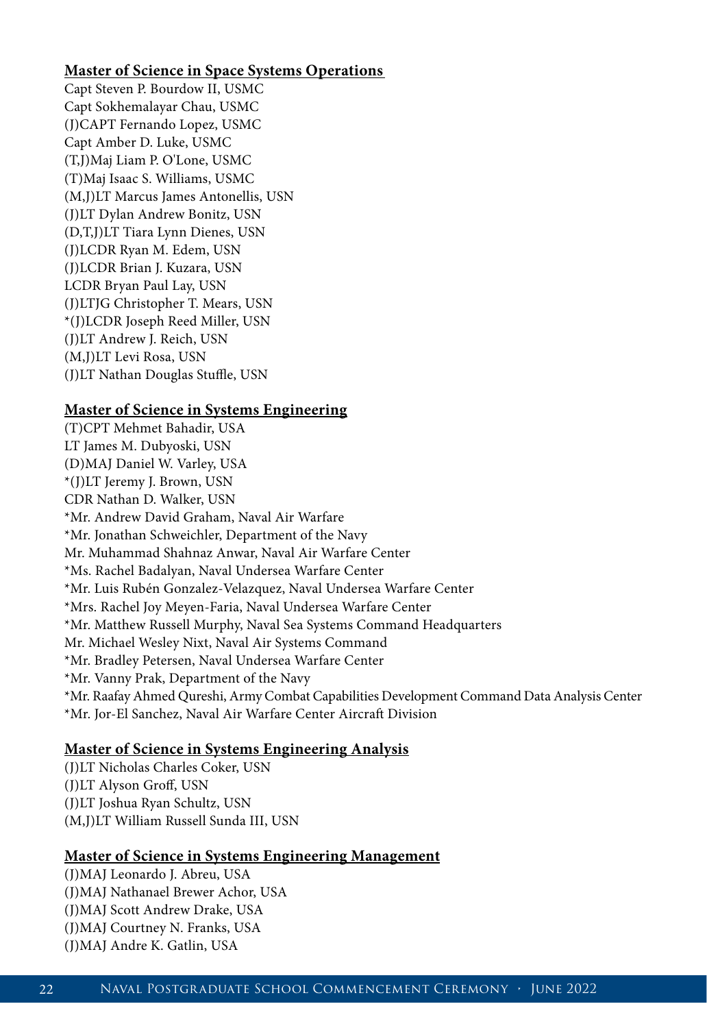## Master of Science in Space Systems Operations

Capt Steven P. Bourdow II, USMC
Capt Sokhemalayar Chau, USMC
(J)CAPT Fernando Lopez, USMC
Capt Amber D. Luke, USMC
(T,J)Maj Liam P. O'Lone, USMC
(T)Maj Isaac S. Williams, USMC
(M,J)LT Marcus James Antonellis, USN
(J)LT Dylan Andrew Bonitz, USN
(D,T,J)LT Tiara Lynn Dienes, USN
(J)LCDR Ryan M. Edem, USN
(J)LCDR Brian J. Kuzara, USN
LCDR Bryan Paul Lay, USN
(J)LTJG Christopher T. Mears, USN
*(J)LCDR Joseph Reed Miller, USN
(J)LT Andrew J. Reich, USN
(M,J)LT Levi Rosa, USN
(J)LT Nathan Douglas Stuffle, USN

## Master of Science in Systems Engineering

(T)CPT Mehmet Bahadir, USA
LT James M. Dubyoski, USN
(D)MAJ Daniel W. Varley, USA
*(J)LT Jeremy J. Brown, USN
CDR Nathan D. Walker, USN
*Mr. Andrew David Graham, Naval Air Warfare
*Mr. Jonathan Schweichler, Department of the Navy
Mr. Muhammad Shahnaz Anwar, Naval Air Warfare Center
*Ms. Rachel Badalyan, Naval Undersea Warfare Center
*Mr. Luis Rubén Gonzalez-Velazquez, Naval Undersea Warfare Center
*Mrs. Rachel Joy Meyen-Faria, Naval Undersea Warfare Center
*Mr. Matthew Russell Murphy, Naval Sea Systems Command Headquarters
Mr. Michael Wesley Nixt, Naval Air Systems Command
*Mr. Bradley Petersen, Naval Undersea Warfare Center
*Mr. Vanny Prak, Department of the Navy
*Mr. Raafay Ahmed Qureshi, Army Combat Capabilities Development Command Data Analysis Center
*Mr. Jor-El Sanchez, Naval Air Warfare Center Aircraft Division

## Master of Science in Systems Engineering Analysis

(J)LT Nicholas Charles Coker, USN
(J)LT Alyson Groff, USN
(J)LT Joshua Ryan Schultz, USN
(M,J)LT William Russell Sunda III, USN

## Master of Science in Systems Engineering Management

(J)MAJ Leonardo J. Abreu, USA
(J)MAJ Nathanael Brewer Achor, USA
(J)MAJ Scott Andrew Drake, USA
(J)MAJ Courtney N. Franks, USA
(J)MAJ Andre K. Gatlin, USA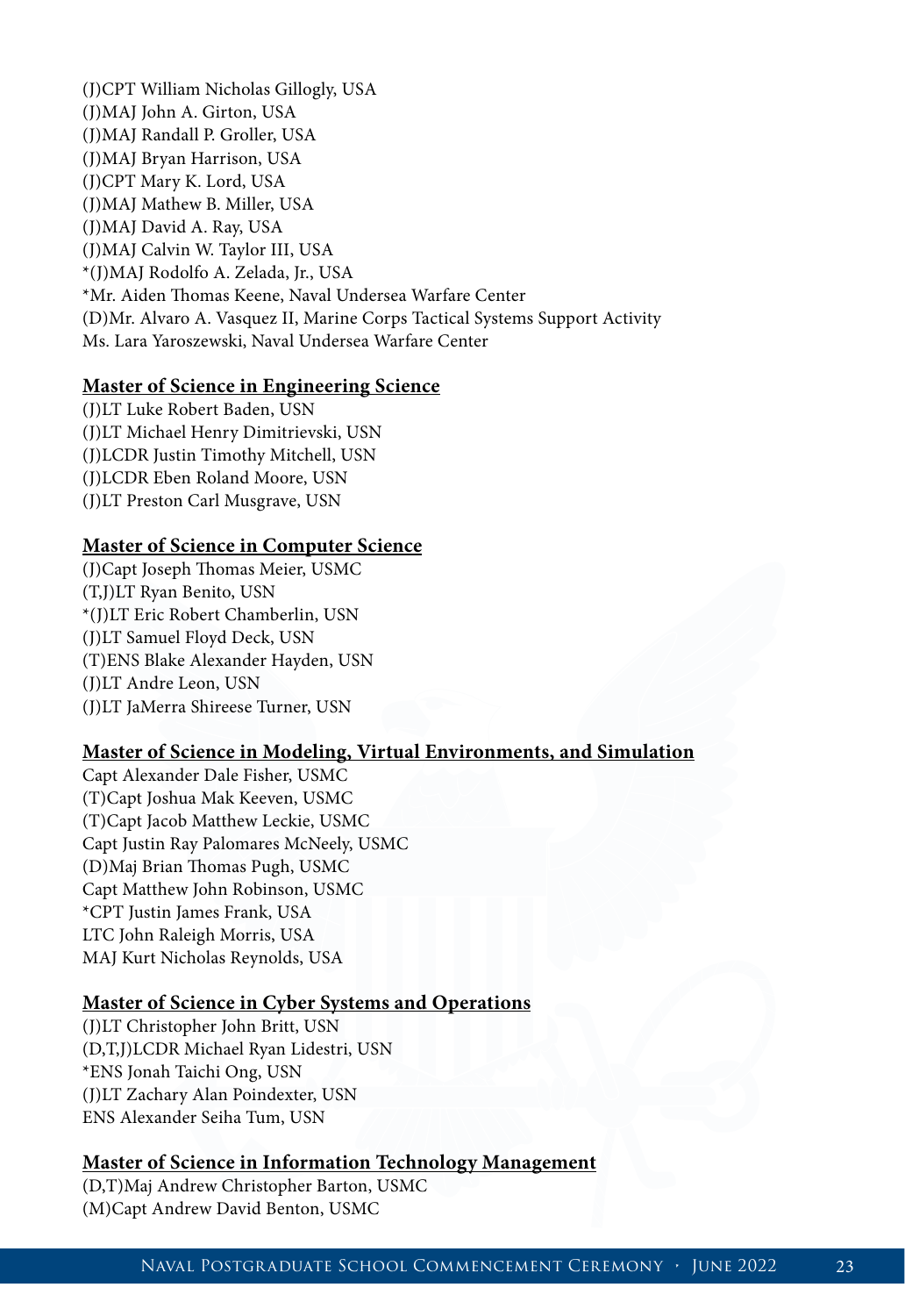(J)CPT William Nicholas Gillogly, USA
(J)MAJ John A. Girton, USA
(J)MAJ Randall P. Groller, USA
(J)MAJ Bryan Harrison, USA
(J)CPT Mary K. Lord, USA
(J)MAJ Mathew B. Miller, USA
(J)MAJ David A. Ray, USA
(J)MAJ Calvin W. Taylor III, USA
*(J)MAJ Rodolfo A. Zelada, Jr., USA
*Mr. Aiden Thomas Keene, Naval Undersea Warfare Center
(D)Mr. Alvaro A. Vasquez II, Marine Corps Tactical Systems Support Activity
Ms. Lara Yaroszewski, Naval Undersea Warfare Center

## Master of Science in Engineering Science

(J)LT Luke Robert Baden, USN
(J)LT Michael Henry Dimitrievski, USN
(J)LCDR Justin Timothy Mitchell, USN
(J)LCDR Eben Roland Moore, USN
(J)LT Preston Carl Musgrave, USN

## Master of Science in Computer Science

(J)Capt Joseph Thomas Meier, USMC
(T,J)LT Ryan Benito, USN
*(J)LT Eric Robert Chamberlin, USN
(J)LT Samuel Floyd Deck, USN
(T)ENS Blake Alexander Hayden, USN
(J)LT Andre Leon, USN
(J)LT JaMerra Shireese Turner, USN

## Master of Science in Modeling, Virtual Environments, and Simulation

Capt Alexander Dale Fisher, USMC
(T)Capt Joshua Mak Keeven, USMC
(T)Capt Jacob Matthew Leckie, USMC
Capt Justin Ray Palomares McNeely, USMC
(D)Maj Brian Thomas Pugh, USMC
Capt Matthew John Robinson, USMC
*CPT Justin James Frank, USA
LTC John Raleigh Morris, USA
MAJ Kurt Nicholas Reynolds, USA

## Master of Science in Cyber Systems and Operations

(J)LT Christopher John Britt, USN
(D,T,J)LCDR Michael Ryan Lidestri, USN
*ENS Jonah Taichi Ong, USN
(J)LT Zachary Alan Poindexter, USN
ENS Alexander Seiha Tum, USN

## Master of Science in Information Technology Management

(D,T)Maj Andrew Christopher Barton, USMC
(M)Capt Andrew David Benton, USMC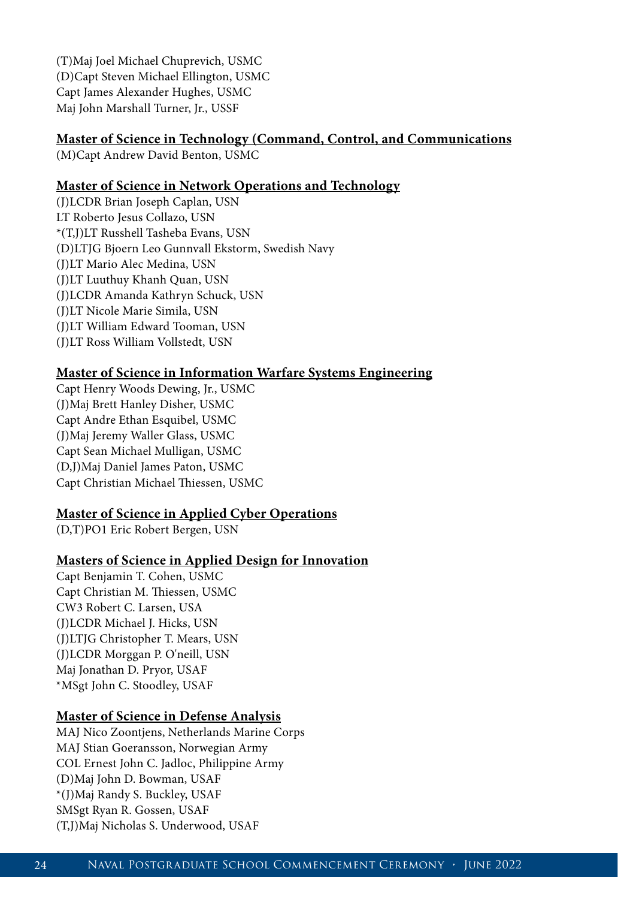(T)Maj Joel Michael Chuprevich, USMC
(D)Capt Steven Michael Ellington, USMC
Capt James Alexander Hughes, USMC
Maj John Marshall Turner, Jr., USSF

**Master of Science in Technology (Command, Control, and Communications**

(M)Capt Andrew David Benton, USMC

**Master of Science in Network Operations and Technology**

(J)LCDR Brian Joseph Caplan, USN
LT Roberto Jesus Collazo, USN
*(T,J)LT Russhell Tasheba Evans, USN
(D)LTJG Bjoern Leo Gunnvall Ekstorm, Swedish Navy
(J)LT Mario Alec Medina, USN
(J)LT Luuthuy Khanh Quan, USN
(J)LCDR Amanda Kathryn Schuck, USN
(J)LT Nicole Marie Simila, USN
(J)LT William Edward Tooman, USN
(J)LT Ross William Vollstedt, USN

**Master of Science in Information Warfare Systems Engineering**

Capt Henry Woods Dewing, Jr., USMC
(J)Maj Brett Hanley Disher, USMC
Capt Andre Ethan Esquibel, USMC
(J)Maj Jeremy Waller Glass, USMC
Capt Sean Michael Mulligan, USMC
(D,J)Maj Daniel James Paton, USMC
Capt Christian Michael Thiessen, USMC

**Master of Science in Applied Cyber Operations**

(D,T)PO1 Eric Robert Bergen, USN

**Masters of Science in Applied Design for Innovation**

Capt Benjamin T. Cohen, USMC
Capt Christian M. Thiessen, USMC
CW3 Robert C. Larsen, USA
(J)LCDR Michael J. Hicks, USN
(J)LTJG Christopher T. Mears, USN
(J)LCDR Morggan P. O'neill, USN
Maj Jonathan D. Pryor, USAF
*MSgt John C. Stoodley, USAF

**Master of Science in Defense Analysis**

MAJ Nico Zoontjens, Netherlands Marine Corps
MAJ Stian Goeransson, Norwegian Army
COL Ernest John C. Jadloc, Philippine Army
(D)Maj John D. Bowman, USAF
*(J)Maj Randy S. Buckley, USAF
SMSgt Ryan R. Gossen, USAF
(T,J)Maj Nicholas S. Underwood, USAF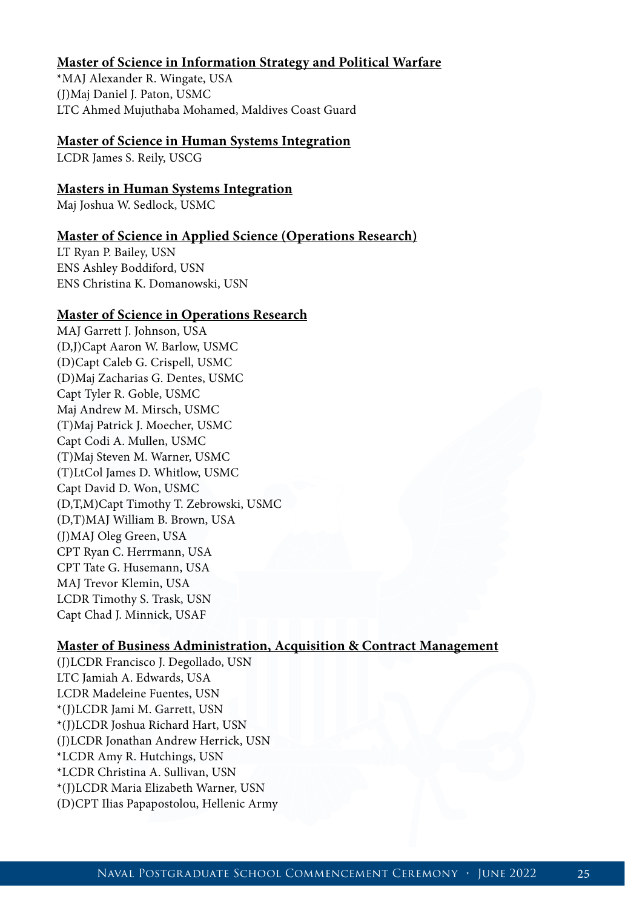## Master of Science in Information Strategy and Political Warfare

*MAJ Alexander R. Wingate, USA
(J)Maj Daniel J. Paton, USMC
LTC Ahmed Mujuthaba Mohamed, Maldives Coast Guard

## Master of Science in Human Systems Integration

LCDR James S. Reily, USCG

## Masters in Human Systems Integration

Maj Joshua W. Sedlock, USMC

## Master of Science in Applied Science (Operations Research)

LT Ryan P. Bailey, USN
ENS Ashley Boddiford, USN
ENS Christina K. Domanowski, USN

## Master of Science in Operations Research

MAJ Garrett J. Johnson, USA
(D,J)Capt Aaron W. Barlow, USMC
(D)Capt Caleb G. Crispell, USMC
(D)Maj Zacharias G. Dentes, USMC
Capt Tyler R. Goble, USMC
Maj Andrew M. Mirsch, USMC
(T)Maj Patrick J. Moecher, USMC
Capt Codi A. Mullen, USMC
(T)Maj Steven M. Warner, USMC
(T)LtCol James D. Whitlow, USMC
Capt David D. Won, USMC
(D,T,M)Capt Timothy T. Zebrowski, USMC
(D,T)MAJ William B. Brown, USA
(J)MAJ Oleg Green, USA
CPT Ryan C. Herrmann, USA
CPT Tate G. Husemann, USA
MAJ Trevor Klemin, USA
LCDR Timothy S. Trask, USN
Capt Chad J. Minnick, USAF

## Master of Business Administration, Acquisition & Contract Management

(J)LCDR Francisco J. Degollado, USN
LTC Jamiah A. Edwards, USA
LCDR Madeleine Fuentes, USN
*(J)LCDR Jami M. Garrett, USN
*(J)LCDR Joshua Richard Hart, USN
(J)LCDR Jonathan Andrew Herrick, USN
*LCDR Amy R. Hutchings, USN
*LCDR Christina A. Sullivan, USN
*(J)LCDR Maria Elizabeth Warner, USN
(D)CPT Ilias Papapostolou, Hellenic Army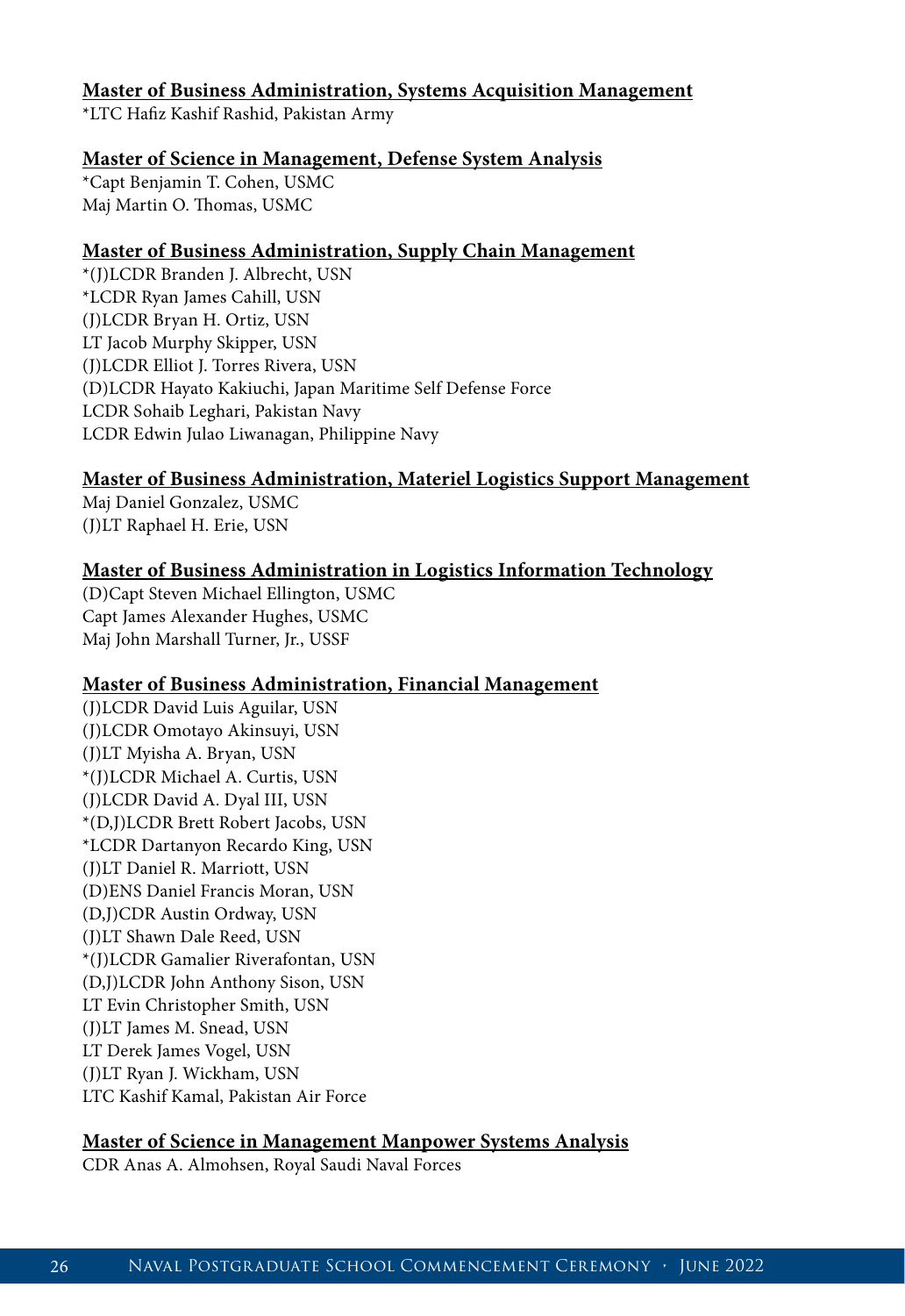**Master of Business Administration, Systems Acquisition Management**

*LTC Hafiz Kashif Rashid, Pakistan Army

**Master of Science in Management, Defense System Analysis**

*Capt Benjamin T. Cohen, USMC
Maj Martin O. Thomas, USMC

**Master of Business Administration, Supply Chain Management**

*(J)LCDR Branden J. Albrecht, USN
*LCDR Ryan James Cahill, USN
(J)LCDR Bryan H. Ortiz, USN
LT Jacob Murphy Skipper, USN
(J)LCDR Elliot J. Torres Rivera, USN
(D)LCDR Hayato Kakiuchi, Japan Maritime Self Defense Force
LCDR Sohaib Leghari, Pakistan Navy
LCDR Edwin Julao Liwanagan, Philippine Navy

**Master of Business Administration, Materiel Logistics Support Management**

Maj Daniel Gonzalez, USMC
(J)LT Raphael H. Erie, USN

**Master of Business Administration in Logistics Information Technology**

(D)Capt Steven Michael Ellington, USMC
Capt James Alexander Hughes, USMC
Maj John Marshall Turner, Jr., USSF

**Master of Business Administration, Financial Management**

(J)LCDR David Luis Aguilar, USN
(J)LCDR Omotayo Akinsuyi, USN
(J)LT Myisha A. Bryan, USN
*(J)LCDR Michael A. Curtis, USN
(J)LCDR David A. Dyal III, USN
*(D,J)LCDR Brett Robert Jacobs, USN
*LCDR Dartanyon Recardo King, USN
(J)LT Daniel R. Marriott, USN
(D)ENS Daniel Francis Moran, USN
(D,J)CDR Austin Ordway, USN
(J)LT Shawn Dale Reed, USN
*(J)LCDR Gamalier Riverafontan, USN
(D,J)LCDR John Anthony Sison, USN
LT Evin Christopher Smith, USN
(J)LT James M. Snead, USN
LT Derek James Vogel, USN
(J)LT Ryan J. Wickham, USN
LTC Kashif Kamal, Pakistan Air Force

**Master of Science in Management Manpower Systems Analysis**

CDR Anas A. Almohsen, Royal Saudi Naval Forces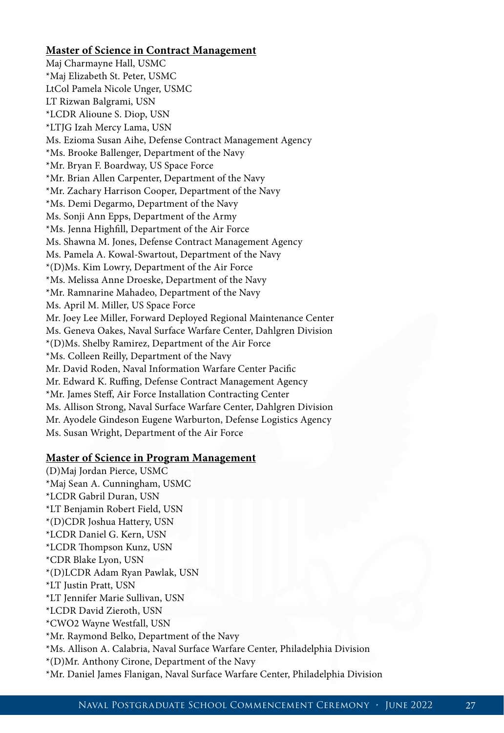## Master of Science in Contract Management

Maj Charmayne Hall, USMC
*Maj Elizabeth St. Peter, USMC
LtCol Pamela Nicole Unger, USMC
LT Rizwan Balgrami, USN
*LCDR Alioune S. Diop, USN
*LTJG Izah Mercy Lama, USN
Ms. Ezioma Susan Aihe, Defense Contract Management Agency
*Ms. Brooke Ballenger, Department of the Navy
*Mr. Bryan F. Boardway, US Space Force
*Mr. Brian Allen Carpenter, Department of the Navy
*Mr. Zachary Harrison Cooper, Department of the Navy
*Ms. Demi Degarmo, Department of the Navy
Ms. Sonji Ann Epps, Department of the Army
*Ms. Jenna Highfill, Department of the Air Force
Ms. Shawna M. Jones, Defense Contract Management Agency
Ms. Pamela A. Kowal-Swartout, Department of the Navy
*(D)Ms. Kim Lowry, Department of the Air Force
*Ms. Melissa Anne Droeske, Department of the Navy
*Mr. Ramnarine Mahadeo, Department of the Navy
Ms. April M. Miller, US Space Force
Mr. Joey Lee Miller, Forward Deployed Regional Maintenance Center
Ms. Geneva Oakes, Naval Surface Warfare Center, Dahlgren Division
*(D)Ms. Shelby Ramirez, Department of the Air Force
*Ms. Colleen Reilly, Department of the Navy
Mr. David Roden, Naval Information Warfare Center Pacific
Mr. Edward K. Ruffing, Defense Contract Management Agency
*Mr. James Steff, Air Force Installation Contracting Center
Ms. Allison Strong, Naval Surface Warfare Center, Dahlgren Division
Mr. Ayodele Gindeson Eugene Warburton, Defense Logistics Agency
Ms. Susan Wright, Department of the Air Force

## Master of Science in Program Management

(D)Maj Jordan Pierce, USMC
*Maj Sean A. Cunningham, USMC
*LCDR Gabril Duran, USN
*LT Benjamin Robert Field, USN
*(D)CDR Joshua Hattery, USN
*LCDR Daniel G. Kern, USN
*LCDR Thompson Kunz, USN
*CDR Blake Lyon, USN
*(D)LCDR Adam Ryan Pawlak, USN
*LT Justin Pratt, USN
*LT Jennifer Marie Sullivan, USN
*LCDR David Zieroth, USN
*CWO2 Wayne Westfall, USN
*Mr. Raymond Belko, Department of the Navy
*Ms. Allison A. Calabria, Naval Surface Warfare Center, Philadelphia Division
*(D)Mr. Anthony Cirone, Department of the Navy
*Mr. Daniel James Flanigan, Naval Surface Warfare Center, Philadelphia Division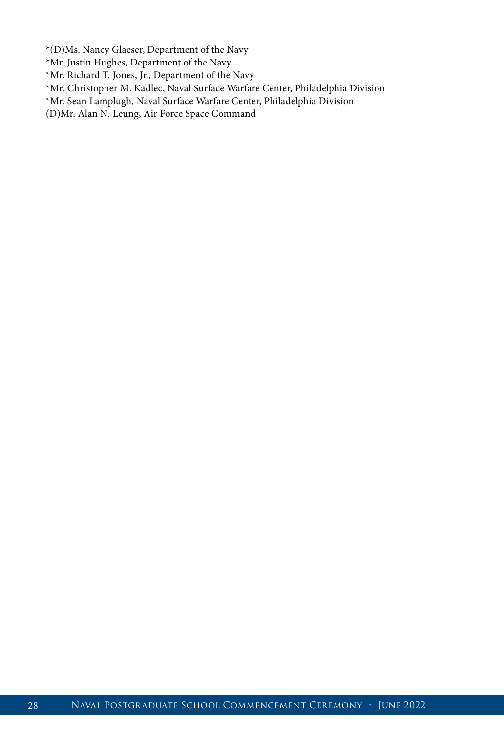*(D)Ms. Nancy Glaeser, Department of the Navy
*Mr. Justin Hughes, Department of the Navy
*Mr. Richard T. Jones, Jr., Department of the Navy
*Mr. Christopher M. Kadlec, Naval Surface Warfare Center, Philadelphia Division
*Mr. Sean Lamplugh, Naval Surface Warfare Center, Philadelphia Division
(D)Mr. Alan N. Leung, Air Force Space Command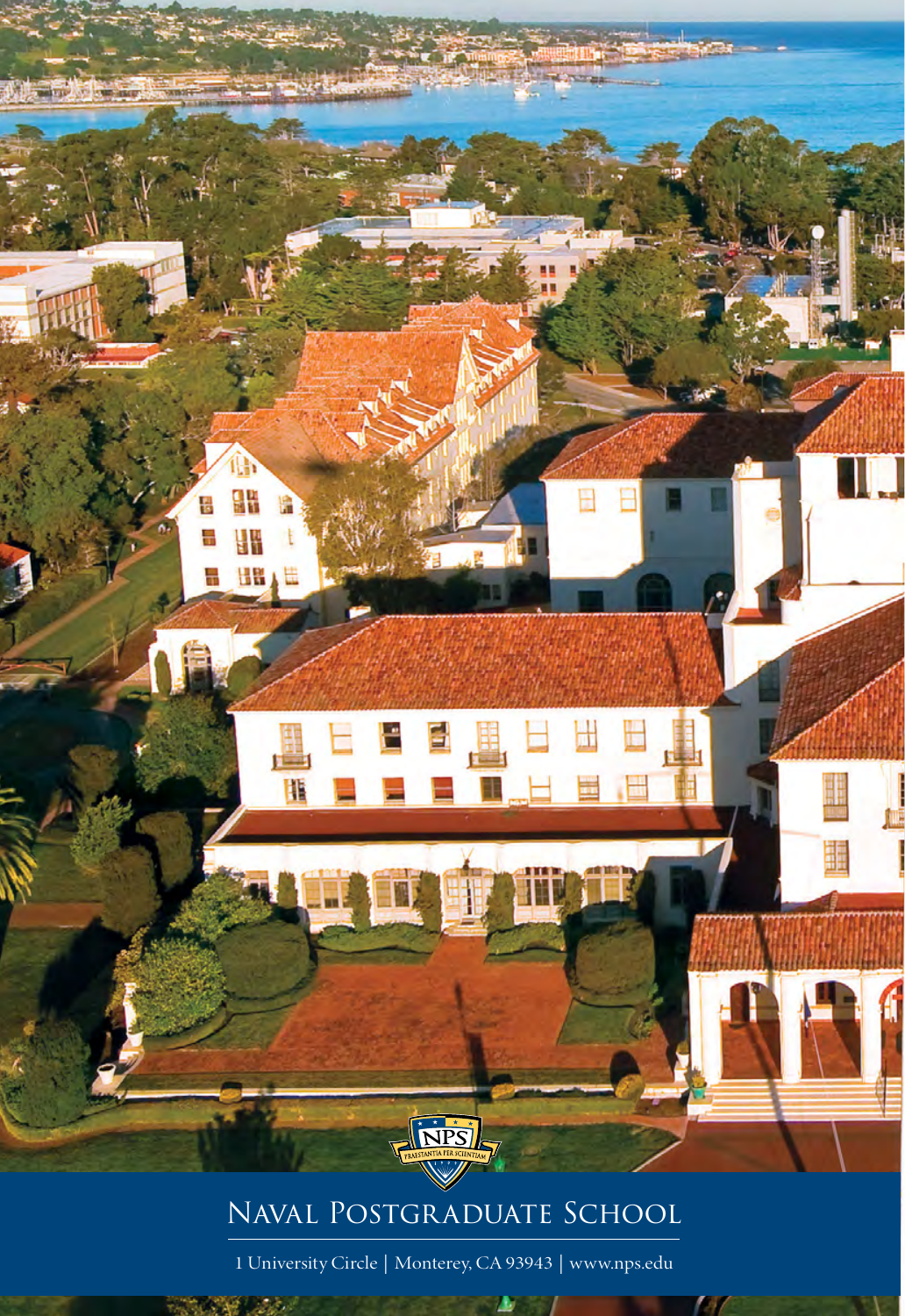# Naval Postgraduate School

1 University Circle | Monterey, CA 93943 | www.nps.edu